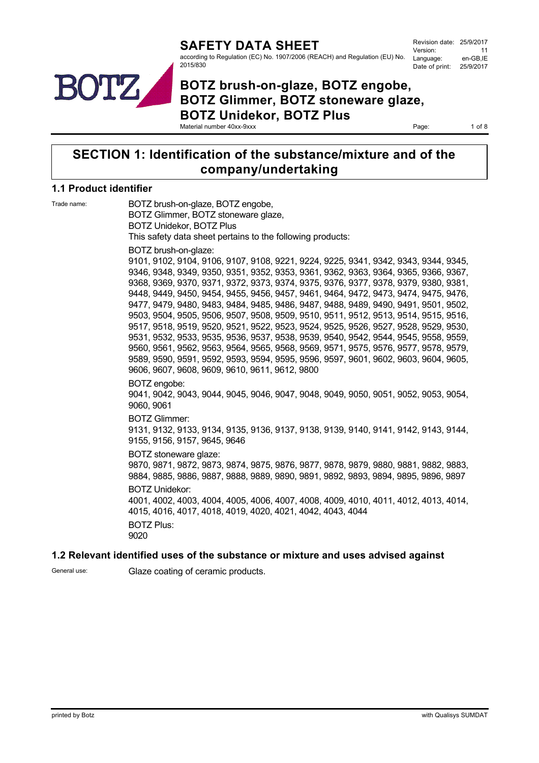# SAFETY DATA SHEET

according to Regulation (EC) No. 1907/2006 (REACH) and Regulation (EU) No. 2015/830

Revision date: 25/9/2017
Version: 11
Language: en-GB,IE
Date of print: 25/9/2017

## BOTZ brush-on-glaze, BOTZ engobe, BOTZ Glimmer, BOTZ stoneware glaze, BOTZ Unidekor, BOTZ Plus

Material number 40xx-9xxx

## SECTION 1: Identification of the substance/mixture and of the company/undertaking

### 1.1 Product identifier

Trade name:

BOTZ brush-on-glaze, BOTZ engobe,
BOTZ Glimmer, BOTZ stoneware glaze,
BOTZ Unidekor, BOTZ Plus
This safety data sheet pertains to the following products:

BOTZ brush-on-glaze:
9101, 9102, 9104, 9106, 9107, 9108, 9221, 9224, 9225, 9341, 9342, 9343, 9344, 9345, 9346, 9348, 9349, 9350, 9351, 9352, 9353, 9361, 9362, 9363, 9364, 9365, 9366, 9367, 9368, 9369, 9370, 9371, 9372, 9373, 9374, 9375, 9376, 9377, 9378, 9379, 9380, 9381, 9448, 9449, 9450, 9454, 9455, 9456, 9457, 9461, 9464, 9472, 9473, 9474, 9475, 9476, 9477, 9479, 9480, 9483, 9484, 9485, 9486, 9487, 9488, 9489, 9490, 9491, 9501, 9502, 9503, 9504, 9505, 9506, 9507, 9508, 9509, 9510, 9511, 9512, 9513, 9514, 9515, 9516, 9517, 9518, 9519, 9520, 9521, 9522, 9523, 9524, 9525, 9526, 9527, 9528, 9529, 9530, 9531, 9532, 9533, 9535, 9536, 9537, 9538, 9539, 9540, 9542, 9544, 9545, 9558, 9559, 9560, 9561, 9562, 9563, 9564, 9565, 9568, 9569, 9571, 9575, 9576, 9577, 9578, 9579, 9589, 9590, 9591, 9592, 9593, 9594, 9595, 9596, 9597, 9601, 9602, 9603, 9604, 9605, 9606, 9607, 9608, 9609, 9610, 9611, 9612, 9800

BOTZ engobe:
9041, 9042, 9043, 9044, 9045, 9046, 9047, 9048, 9049, 9050, 9051, 9052, 9053, 9054, 9060, 9061

BOTZ Glimmer:
9131, 9132, 9133, 9134, 9135, 9136, 9137, 9138, 9139, 9140, 9141, 9142, 9143, 9144, 9155, 9156, 9157, 9645, 9646

BOTZ stoneware glaze:
9870, 9871, 9872, 9873, 9874, 9875, 9876, 9877, 9878, 9879, 9880, 9881, 9882, 9883, 9884, 9885, 9886, 9887, 9888, 9889, 9890, 9891, 9892, 9893, 9894, 9895, 9896, 9897

BOTZ Unidekor:
4001, 4002, 4003, 4004, 4005, 4006, 4007, 4008, 4009, 4010, 4011, 4012, 4013, 4014, 4015, 4016, 4017, 4018, 4019, 4020, 4021, 4042, 4043, 4044

BOTZ Plus:
9020

### 1.2 Relevant identified uses of the substance or mixture and uses advised against

General use: Glaze coating of ceramic products.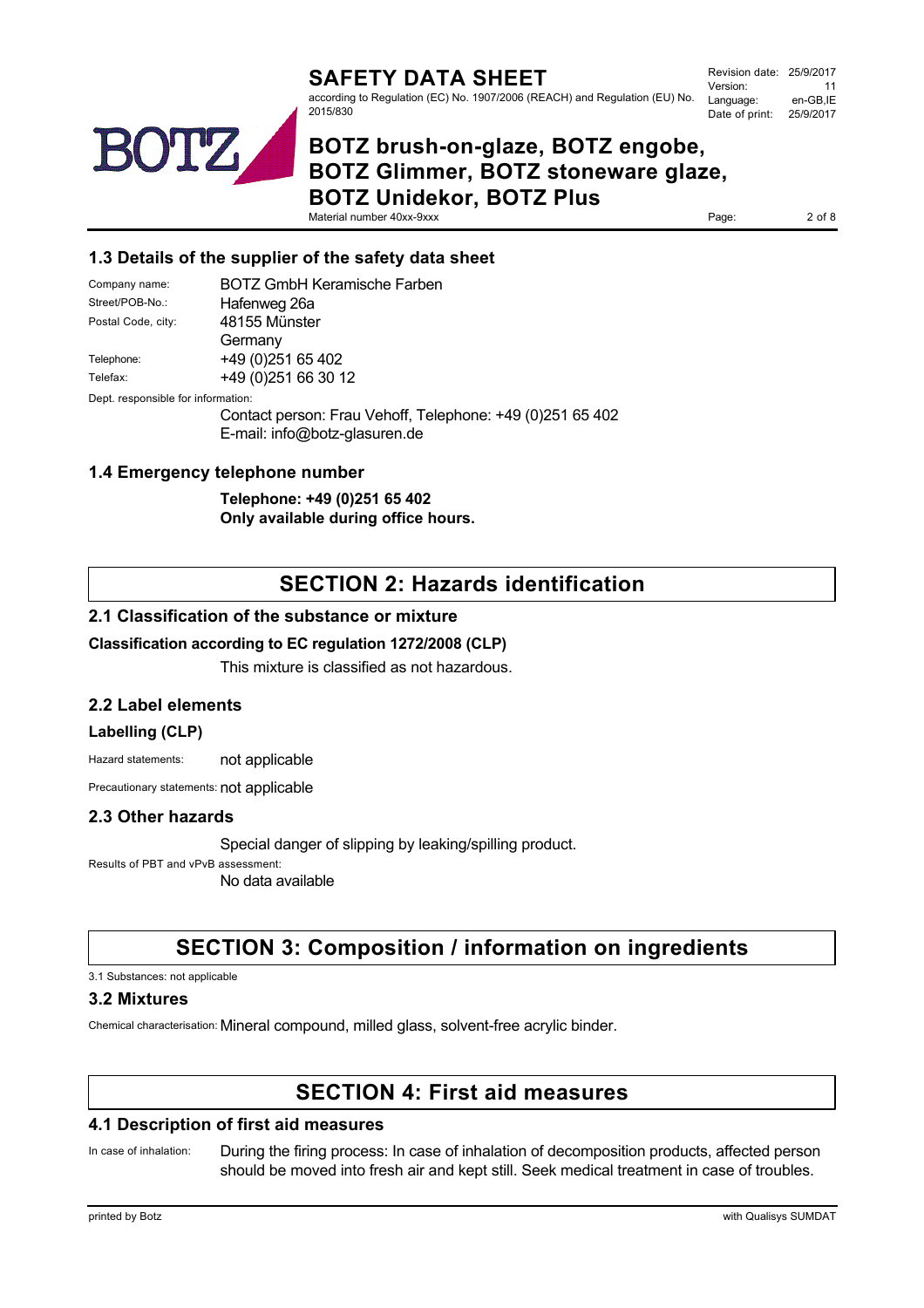### 1.3 Details of the supplier of the safety data sheet

Company name: BOTZ GmbH Keramische Farben
Street/POB-No.: Hafenweg 26a
Postal Code, city: 48155 Münster
Germany
Telephone: +49 (0)251 65 402
Telefax: +49 (0)251 66 30 12

Dept. responsible for information:
Contact person: Frau Vehoff, Telephone: +49 (0)251 65 402
E-mail: info@botz-glasuren.de

### 1.4 Emergency telephone number

**Telephone: +49 (0)251 65 402**
**Only available during office hours.**

## SECTION 2: Hazards identification

### 2.1 Classification of the substance or mixture

**Classification according to EC regulation 1272/2008 (CLP)**

This mixture is classified as not hazardous.

### 2.2 Label elements

**Labelling (CLP)**

Hazard statements: not applicable

Precautionary statements: not applicable

### 2.3 Other hazards

Special danger of slipping by leaking/spilling product.

Results of PBT and vPvB assessment:
No data available

## SECTION 3: Composition / information on ingredients

3.1 Substances: not applicable

### 3.2 Mixtures

Chemical characterisation: Mineral compound, milled glass, solvent-free acrylic binder.

## SECTION 4: First aid measures

### 4.1 Description of first aid measures

In case of inhalation: During the firing process: In case of inhalation of decomposition products, affected person should be moved into fresh air and kept still. Seek medical treatment in case of troubles.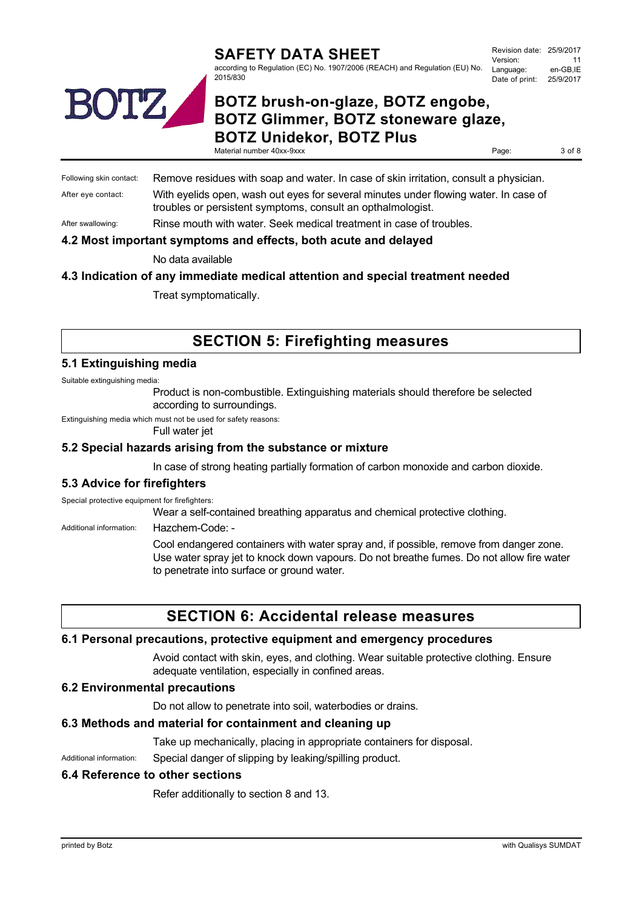Following skin contact: Remove residues with soap and water. In case of skin irritation, consult a physician.

After eye contact: With eyelids open, wash out eyes for several minutes under flowing water. In case of troubles or persistent symptoms, consult an opthalmologist.

After swallowing: Rinse mouth with water. Seek medical treatment in case of troubles.

### 4.2 Most important symptoms and effects, both acute and delayed

No data available

### 4.3 Indication of any immediate medical attention and special treatment needed

Treat symptomatically.

## SECTION 5: Firefighting measures

### 5.1 Extinguishing media

Suitable extinguishing media:

Product is non-combustible. Extinguishing materials should therefore be selected according to surroundings.

Extinguishing media which must not be used for safety reasons:

Full water jet

### 5.2 Special hazards arising from the substance or mixture

In case of strong heating partially formation of carbon monoxide and carbon dioxide.

### 5.3 Advice for firefighters

Special protective equipment for firefighters:

Wear a self-contained breathing apparatus and chemical protective clothing.

Additional information: Hazchem-Code: -

Cool endangered containers with water spray and, if possible, remove from danger zone. Use water spray jet to knock down vapours. Do not breathe fumes. Do not allow fire water to penetrate into surface or ground water.

## SECTION 6: Accidental release measures

### 6.1 Personal precautions, protective equipment and emergency procedures

Avoid contact with skin, eyes, and clothing. Wear suitable protective clothing. Ensure adequate ventilation, especially in confined areas.

### 6.2 Environmental precautions

Do not allow to penetrate into soil, waterbodies or drains.

### 6.3 Methods and material for containment and cleaning up

Take up mechanically, placing in appropriate containers for disposal.

Additional information: Special danger of slipping by leaking/spilling product.

### 6.4 Reference to other sections

Refer additionally to section 8 and 13.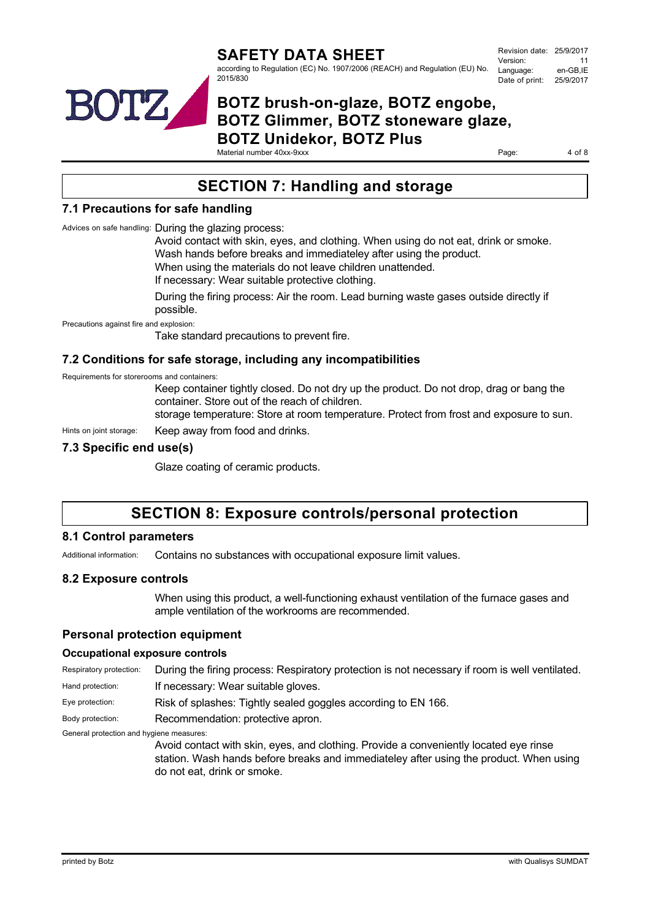# SECTION 7: Handling and storage

## 7.1 Precautions for safe handling

Advices on safe handling: During the glazing process:

Avoid contact with skin, eyes, and clothing. When using do not eat, drink or smoke. Wash hands before breaks and immediateley after using the product.
When using the materials do not leave children unattended.
If necessary: Wear suitable protective clothing.

During the firing process: Air the room. Lead burning waste gases outside directly if possible.

Precautions against fire and explosion:

Take standard precautions to prevent fire.

## 7.2 Conditions for safe storage, including any incompatibilities

Requirements for storerooms and containers:

Keep container tightly closed. Do not dry up the product. Do not drop, drag or bang the container. Store out of the reach of children.
storage temperature: Store at room temperature. Protect from frost and exposure to sun.

Hints on joint storage: Keep away from food and drinks.

## 7.3 Specific end use(s)

Glaze coating of ceramic products.

# SECTION 8: Exposure controls/personal protection

## 8.1 Control parameters

Additional information: Contains no substances with occupational exposure limit values.

## 8.2 Exposure controls

When using this product, a well-functioning exhaust ventilation of the furnace gases and ample ventilation of the workrooms are recommended.

## Personal protection equipment

### Occupational exposure controls

Respiratory protection: During the firing process: Respiratory protection is not necessary if room is well ventilated.

Hand protection: If necessary: Wear suitable gloves.

Eye protection: Risk of splashes: Tightly sealed goggles according to EN 166.

Body protection: Recommendation: protective apron.

General protection and hygiene measures:

Avoid contact with skin, eyes, and clothing. Provide a conveniently located eye rinse station. Wash hands before breaks and immediateley after using the product. When using do not eat, drink or smoke.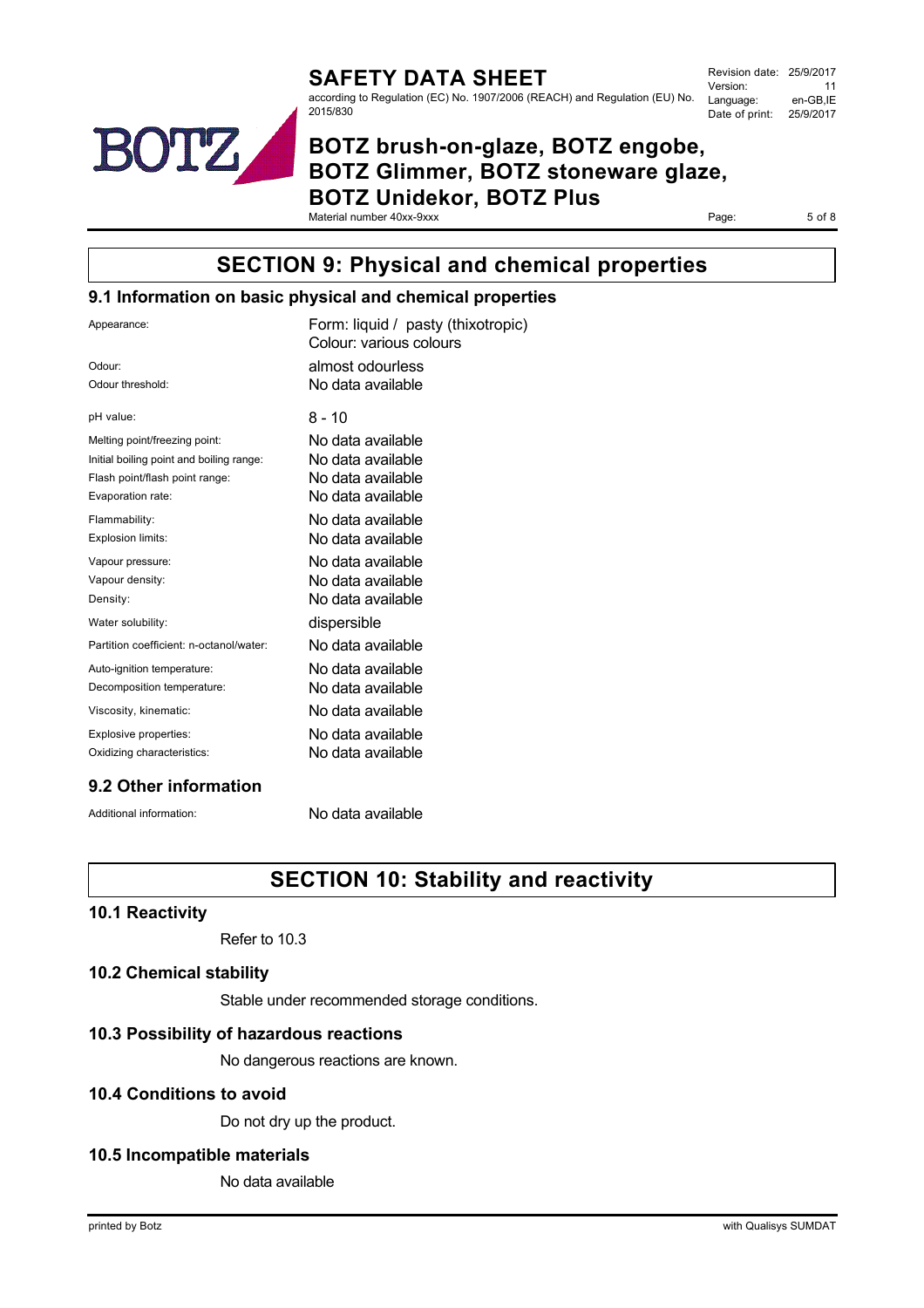# SECTION 9: Physical and chemical properties

## 9.1 Information on basic physical and chemical properties

| | |
|---|---|
| Appearance: | Form: liquid / pasty (thixotropic)<br>Colour: various colours |
| Odour: | almost odourless |
| Odour threshold: | No data available |
| pH value: | 8 - 10 |
| Melting point/freezing point: | No data available |
| Initial boiling point and boiling range: | No data available |
| Flash point/flash point range: | No data available |
| Evaporation rate: | No data available |
| Flammability: | No data available |
| Explosion limits: | No data available |
| Vapour pressure: | No data available |
| Vapour density: | No data available |
| Density: | No data available |
| Water solubility: | dispersible |
| Partition coefficient: n-octanol/water: | No data available |
| Auto-ignition temperature: | No data available |
| Decomposition temperature: | No data available |
| Viscosity, kinematic: | No data available |
| Explosive properties: | No data available |
| Oxidizing characteristics: | No data available |

## 9.2 Other information

| | |
|---|---|
| Additional information: | No data available |

# SECTION 10: Stability and reactivity

## 10.1 Reactivity

Refer to 10.3

## 10.2 Chemical stability

Stable under recommended storage conditions.

## 10.3 Possibility of hazardous reactions

No dangerous reactions are known.

## 10.4 Conditions to avoid

Do not dry up the product.

## 10.5 Incompatible materials

No data available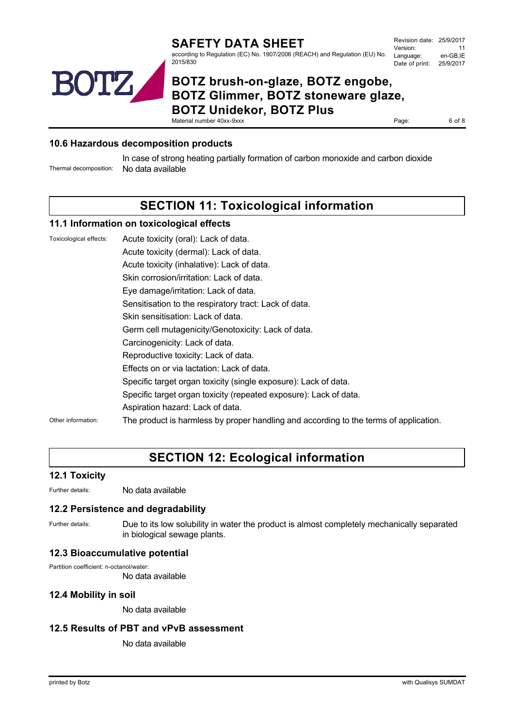### 10.6 Hazardous decomposition products

In case of strong heating partially formation of carbon monoxide and carbon dioxide

Thermal decomposition: No data available

## SECTION 11: Toxicological information

### 11.1 Information on toxicological effects

Toxicological effects:
Acute toxicity (oral): Lack of data.
Acute toxicity (dermal): Lack of data.
Acute toxicity (inhalative): Lack of data.
Skin corrosion/irritation: Lack of data.
Eye damage/irritation: Lack of data.
Sensitisation to the respiratory tract: Lack of data.
Skin sensitisation: Lack of data.
Germ cell mutagenicity/Genotoxicity: Lack of data.
Carcinogenicity: Lack of data.
Reproductive toxicity: Lack of data.
Effects on or via lactation: Lack of data.
Specific target organ toxicity (single exposure): Lack of data.
Specific target organ toxicity (repeated exposure): Lack of data.
Aspiration hazard: Lack of data.

Other information: The product is harmless by proper handling and according to the terms of application.

## SECTION 12: Ecological information

### 12.1 Toxicity

Further details: No data available

### 12.2 Persistence and degradability

Further details: Due to its low solubility in water the product is almost completely mechanically separated in biological sewage plants.

### 12.3 Bioaccumulative potential

Partition coefficient: n-octanol/water:
No data available

### 12.4 Mobility in soil

No data available

### 12.5 Results of PBT and vPvB assessment

No data available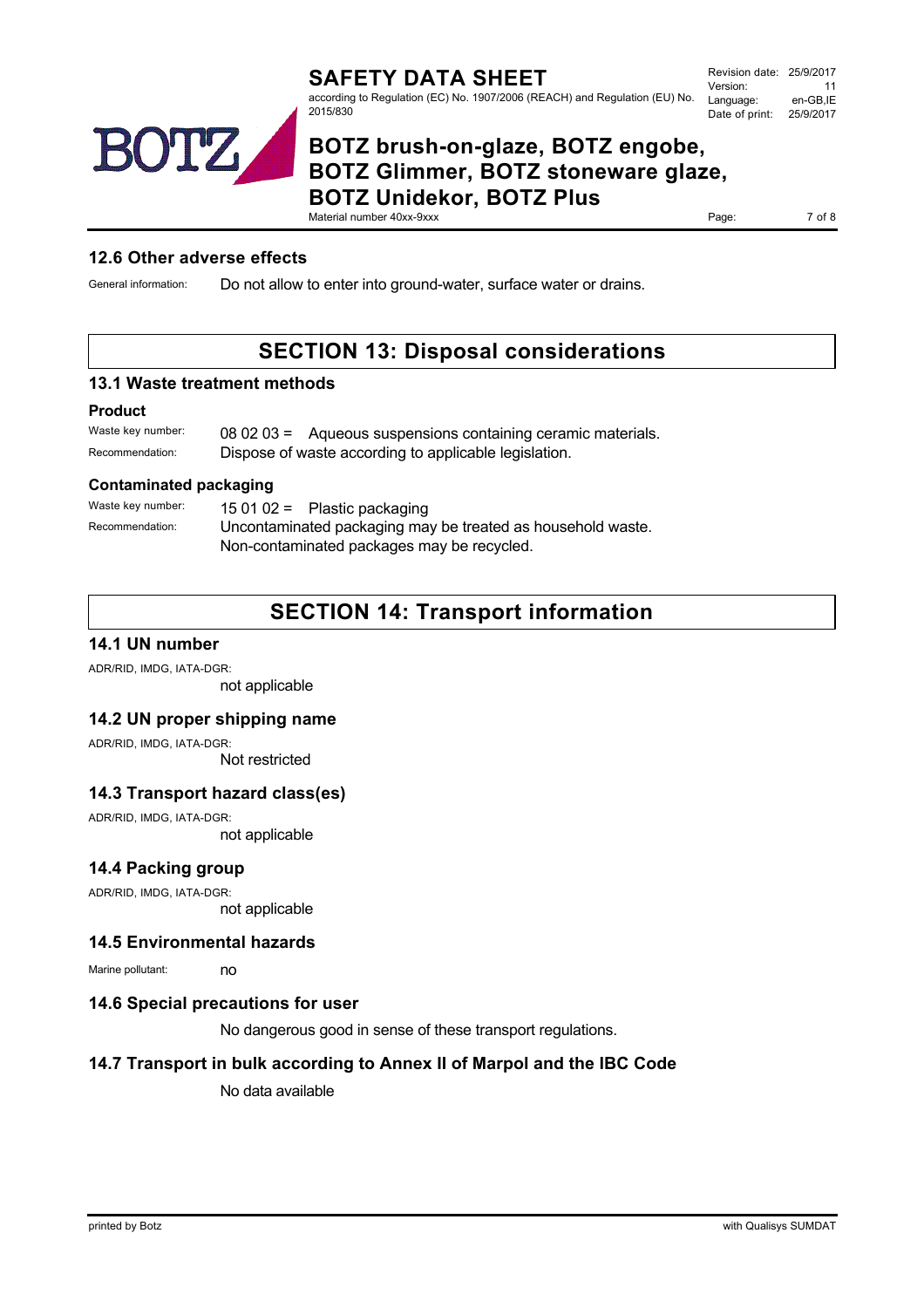## 12.6 Other adverse effects

General information: Do not allow to enter into ground-water, surface water or drains.

# SECTION 13: Disposal considerations

## 13.1 Waste treatment methods

### Product

Waste key number: 08 02 03 = Aqueous suspensions containing ceramic materials.

Recommendation: Dispose of waste according to applicable legislation.

### Contaminated packaging

Waste key number: 15 01 02 = Plastic packaging

Recommendation: Uncontaminated packaging may be treated as household waste.
Non-contaminated packages may be recycled.

# SECTION 14: Transport information

## 14.1 UN number

ADR/RID, IMDG, IATA-DGR:
not applicable

## 14.2 UN proper shipping name

ADR/RID, IMDG, IATA-DGR:
Not restricted

## 14.3 Transport hazard class(es)

ADR/RID, IMDG, IATA-DGR:
not applicable

## 14.4 Packing group

ADR/RID, IMDG, IATA-DGR:
not applicable

## 14.5 Environmental hazards

Marine pollutant: no

## 14.6 Special precautions for user

No dangerous good in sense of these transport regulations.

## 14.7 Transport in bulk according to Annex II of Marpol and the IBC Code

No data available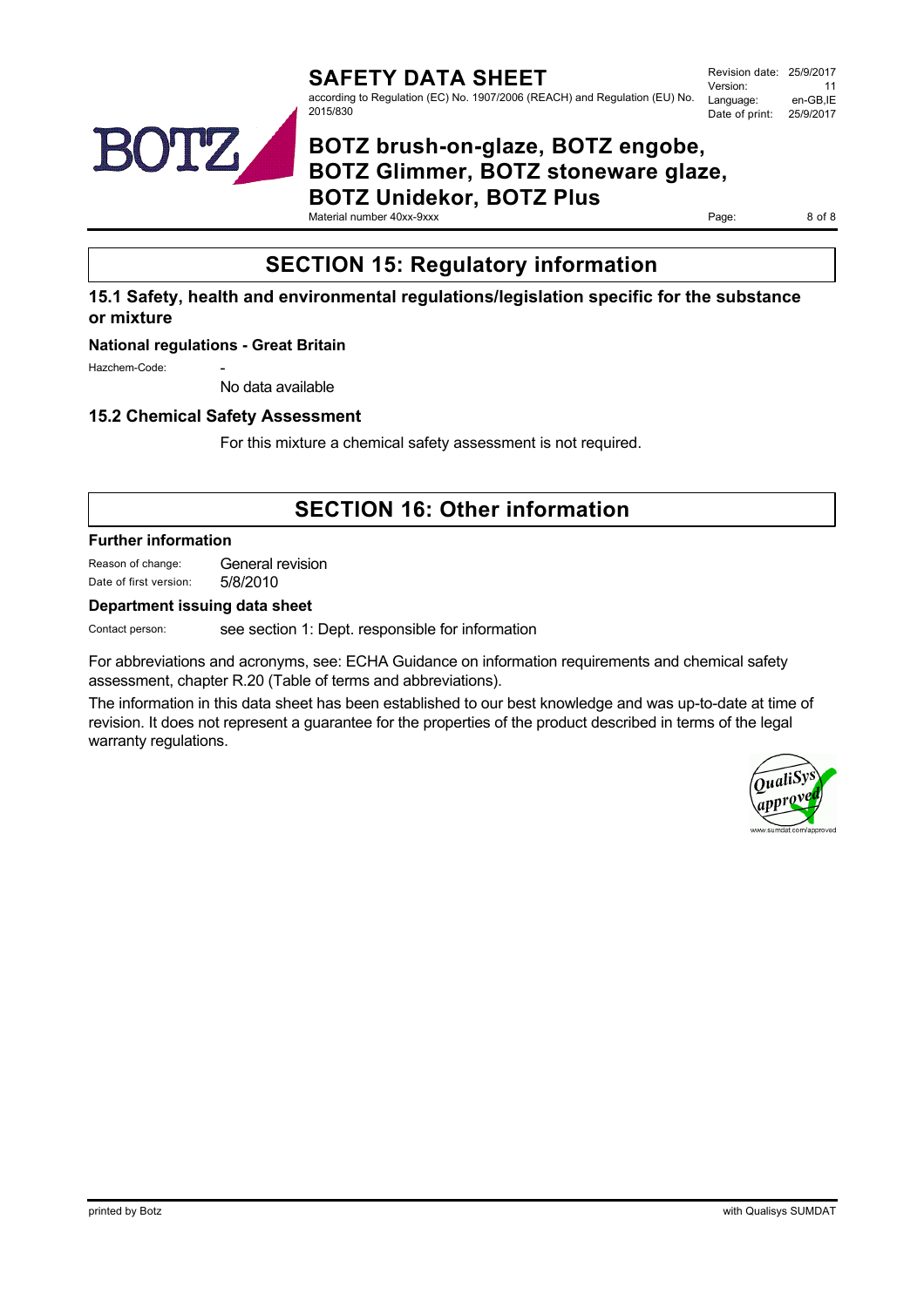## SECTION 15: Regulatory information

### 15.1 Safety, health and environmental regulations/legislation specific for the substance or mixture

#### National regulations - Great Britain

Hazchem-Code: -

No data available

### 15.2 Chemical Safety Assessment

For this mixture a chemical safety assessment is not required.

## SECTION 16: Other information

#### Further information

Reason of change: General revision

Date of first version: 5/8/2010

#### Department issuing data sheet

Contact person: see section 1: Dept. responsible for information

For abbreviations and acronyms, see: ECHA Guidance on information requirements and chemical safety assessment, chapter R.20 (Table of terms and abbreviations).

The information in this data sheet has been established to our best knowledge and was up-to-date at time of revision. It does not represent a guarantee for the properties of the product described in terms of the legal warranty regulations.